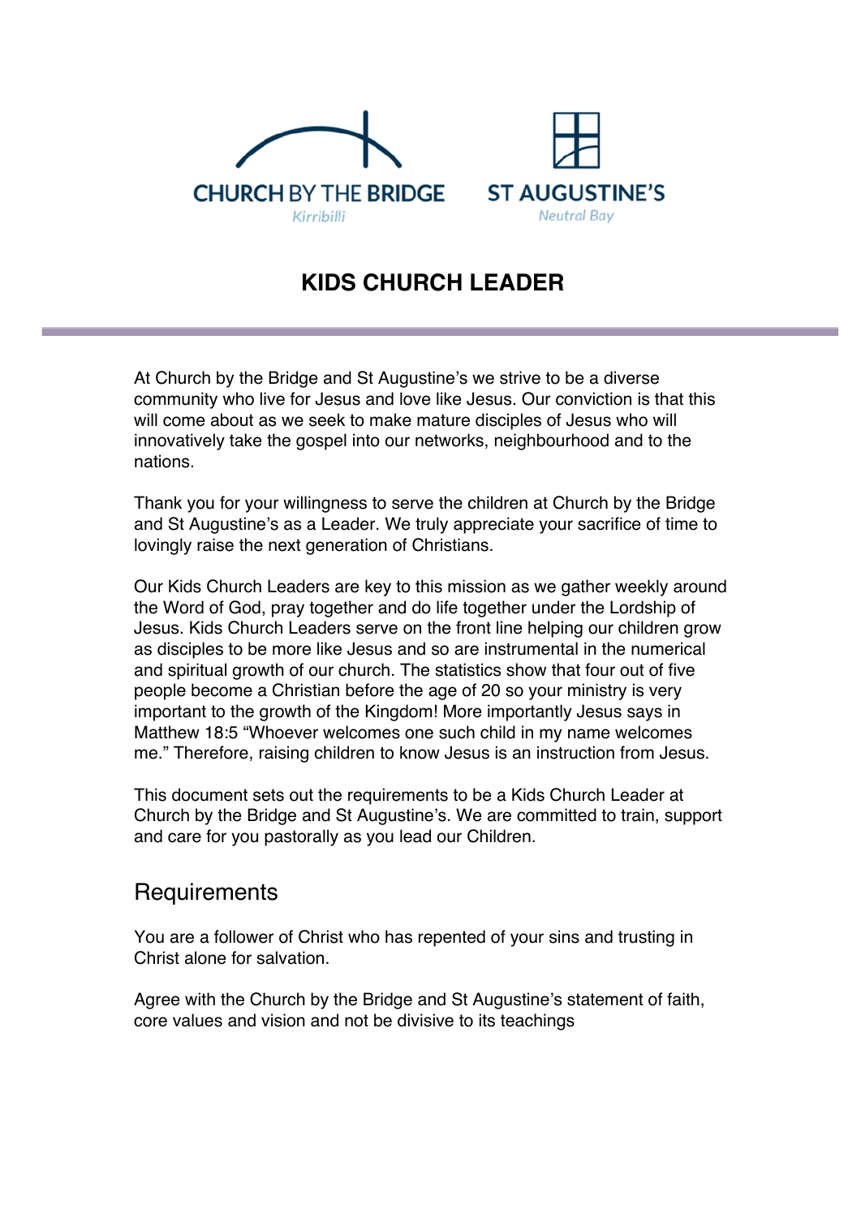CHURCH BY THE BRIDGE
Kirribilli

ST AUGUSTINE'S
Neutral Bay

# KIDS CHURCH LEADER

At Church by the Bridge and St Augustine's we strive to be a diverse community who live for Jesus and love like Jesus. Our conviction is that this will come about as we seek to make mature disciples of Jesus who will innovatively take the gospel into our networks, neighbourhood and to the nations.

Thank you for your willingness to serve the children at Church by the Bridge and St Augustine's as a Leader. We truly appreciate your sacrifice of time to lovingly raise the next generation of Christians.

Our Kids Church Leaders are key to this mission as we gather weekly around the Word of God, pray together and do life together under the Lordship of Jesus. Kids Church Leaders serve on the front line helping our children grow as disciples to be more like Jesus and so are instrumental in the numerical and spiritual growth of our church. The statistics show that four out of five people become a Christian before the age of 20 so your ministry is very important to the growth of the Kingdom! More importantly Jesus says in Matthew 18:5 "Whoever welcomes one such child in my name welcomes me." Therefore, raising children to know Jesus is an instruction from Jesus.

This document sets out the requirements to be a Kids Church Leader at Church by the Bridge and St Augustine's. We are committed to train, support and care for you pastorally as you lead our Children.

## Requirements

You are a follower of Christ who has repented of your sins and trusting in Christ alone for salvation.

Agree with the Church by the Bridge and St Augustine's statement of faith, core values and vision and not be divisive to its teachings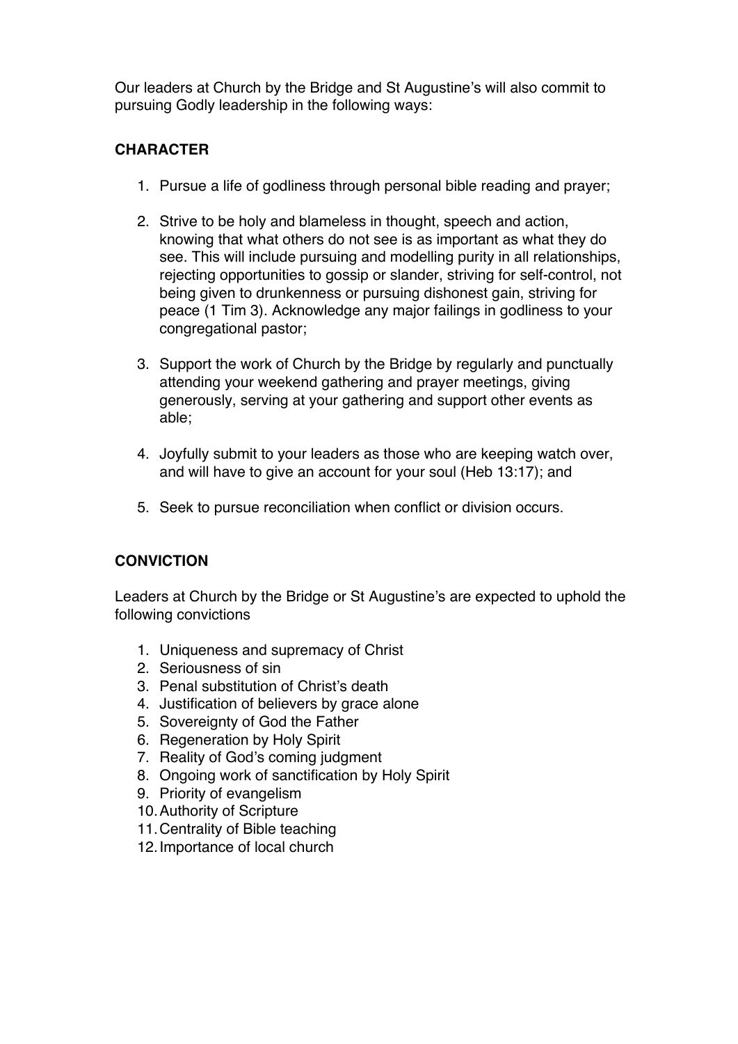Our leaders at Church by the Bridge and St Augustine's will also commit to pursuing Godly leadership in the following ways:

## CHARACTER

1. Pursue a life of godliness through personal bible reading and prayer;

2. Strive to be holy and blameless in thought, speech and action, knowing that what others do not see is as important as what they do see. This will include pursuing and modelling purity in all relationships, rejecting opportunities to gossip or slander, striving for self-control, not being given to drunkenness or pursuing dishonest gain, striving for peace (1 Tim 3). Acknowledge any major failings in godliness to your congregational pastor;

3. Support the work of Church by the Bridge by regularly and punctually attending your weekend gathering and prayer meetings, giving generously, serving at your gathering and support other events as able;

4. Joyfully submit to your leaders as those who are keeping watch over, and will have to give an account for your soul (Heb 13:17); and

5. Seek to pursue reconciliation when conflict or division occurs.

## CONVICTION

Leaders at Church by the Bridge or St Augustine's are expected to uphold the following convictions

1. Uniqueness and supremacy of Christ
2. Seriousness of sin
3. Penal substitution of Christ's death
4. Justification of believers by grace alone
5. Sovereignty of God the Father
6. Regeneration by Holy Spirit
7. Reality of God's coming judgment
8. Ongoing work of sanctification by Holy Spirit
9. Priority of evangelism
10. Authority of Scripture
11. Centrality of Bible teaching
12. Importance of local church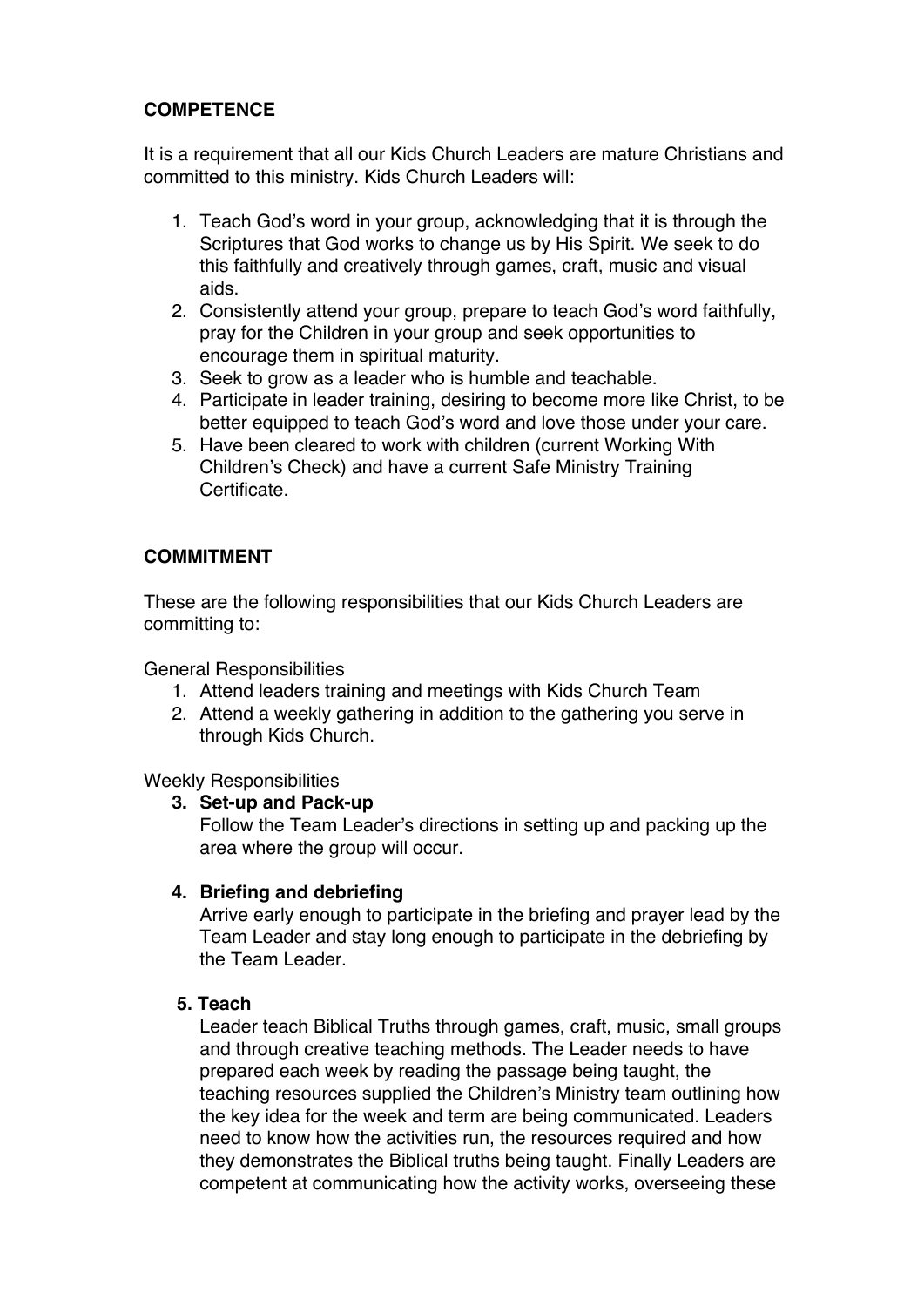**COMPETENCE**

It is a requirement that all our Kids Church Leaders are mature Christians and committed to this ministry. Kids Church Leaders will:

1. Teach God's word in your group, acknowledging that it is through the Scriptures that God works to change us by His Spirit. We seek to do this faithfully and creatively through games, craft, music and visual aids.
2. Consistently attend your group, prepare to teach God's word faithfully, pray for the Children in your group and seek opportunities to encourage them in spiritual maturity.
3. Seek to grow as a leader who is humble and teachable.
4. Participate in leader training, desiring to become more like Christ, to be better equipped to teach God's word and love those under your care.
5. Have been cleared to work with children (current Working With Children's Check) and have a current Safe Ministry Training Certificate.

**COMMITMENT**

These are the following responsibilities that our Kids Church Leaders are committing to:

General Responsibilities

1. Attend leaders training and meetings with Kids Church Team
2. Attend a weekly gathering in addition to the gathering you serve in through Kids Church.

Weekly Responsibilities

3. **Set-up and Pack-up**
   Follow the Team Leader's directions in setting up and packing up the area where the group will occur.

4. **Briefing and debriefing**
   Arrive early enough to participate in the briefing and prayer lead by the Team Leader and stay long enough to participate in the debriefing by the Team Leader.

5. **Teach**
   Leader teach Biblical Truths through games, craft, music, small groups and through creative teaching methods. The Leader needs to have prepared each week by reading the passage being taught, the teaching resources supplied the Children's Ministry team outlining how the key idea for the week and term are being communicated. Leaders need to know how the activities run, the resources required and how they demonstrates the Biblical truths being taught. Finally Leaders are competent at communicating how the activity works, overseeing these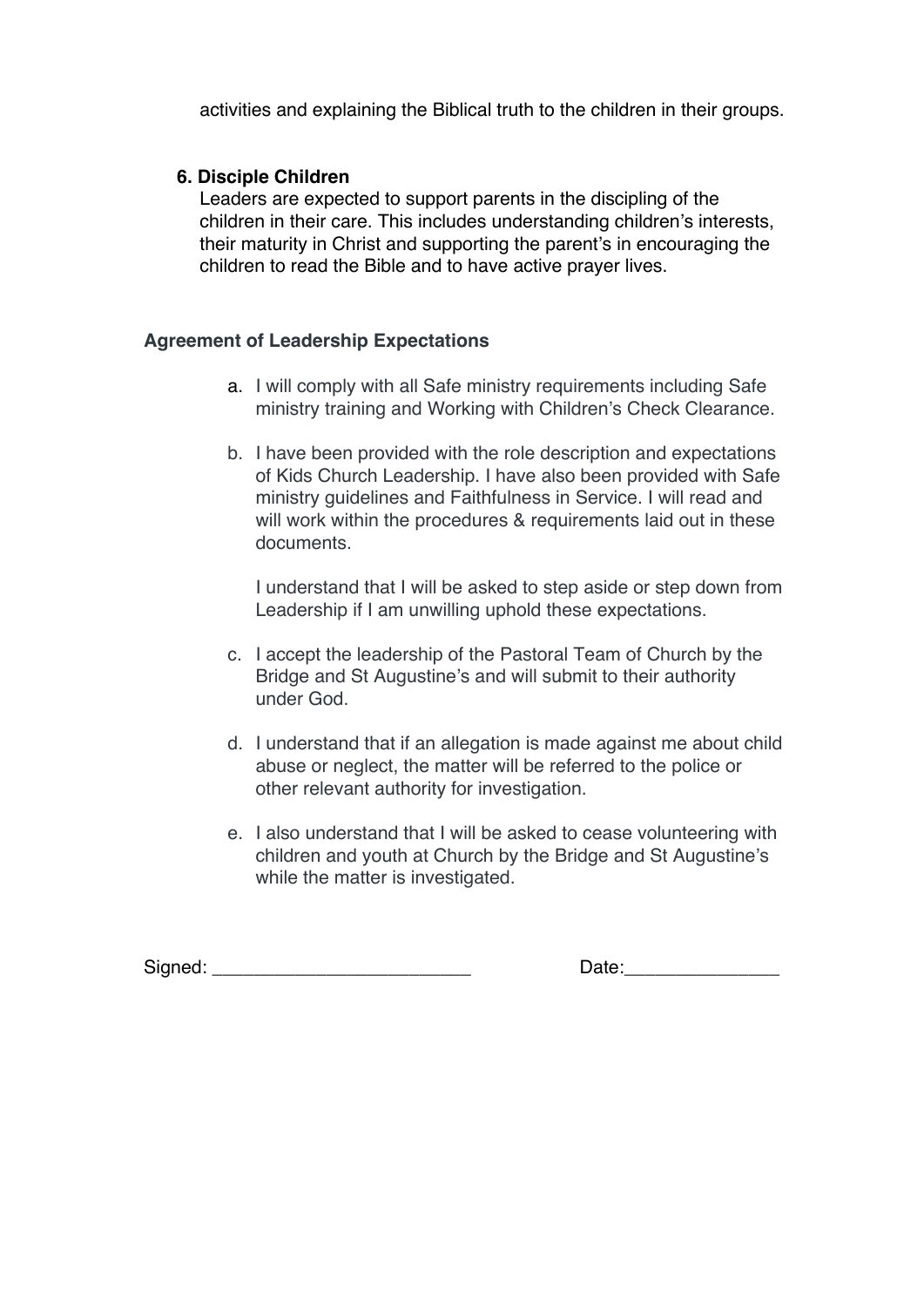activities and explaining the Biblical truth to the children in their groups.

**6. Disciple Children**

Leaders are expected to support parents in the discipling of the children in their care. This includes understanding children's interests, their maturity in Christ and supporting the parent's in encouraging the children to read the Bible and to have active prayer lives.

**Agreement of Leadership Expectations**

a. I will comply with all Safe ministry requirements including Safe ministry training and Working with Children's Check Clearance.

b. I have been provided with the role description and expectations of Kids Church Leadership. I have also been provided with Safe ministry guidelines and Faithfulness in Service. I will read and will work within the procedures & requirements laid out in these documents.

   I understand that I will be asked to step aside or step down from Leadership if I am unwilling uphold these expectations.

c. I accept the leadership of the Pastoral Team of Church by the Bridge and St Augustine's and will submit to their authority under God.

d. I understand that if an allegation is made against me about child abuse or neglect, the matter will be referred to the police or other relevant authority for investigation.

e. I also understand that I will be asked to cease volunteering with children and youth at Church by the Bridge and St Augustine's while the matter is investigated.

Signed: ________________________ Date:______________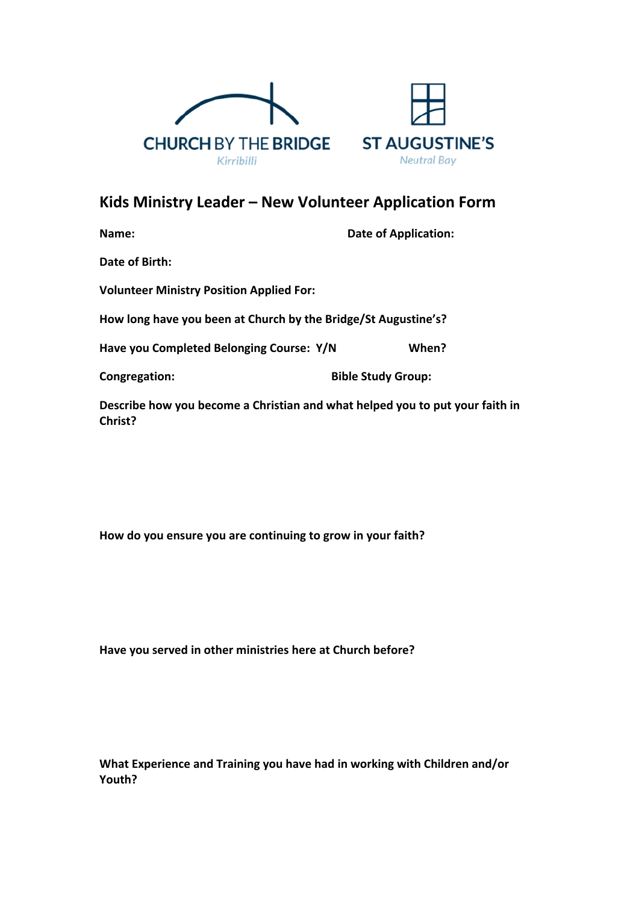CHURCH BY THE BRIDGE
Kirribilli

ST AUGUSTINE'S
Neutral Bay

## Kids Ministry Leader – New Volunteer Application Form

**Name:** **Date of Application:**

**Date of Birth:**

**Volunteer Ministry Position Applied For:**

**How long have you been at Church by the Bridge/St Augustine's?**

**Have you Completed Belonging Course: Y/N** **When?**

**Congregation:** **Bible Study Group:**

**Describe how you become a Christian and what helped you to put your faith in Christ?**

**How do you ensure you are continuing to grow in your faith?**

**Have you served in other ministries here at Church before?**

**What Experience and Training you have had in working with Children and/or Youth?**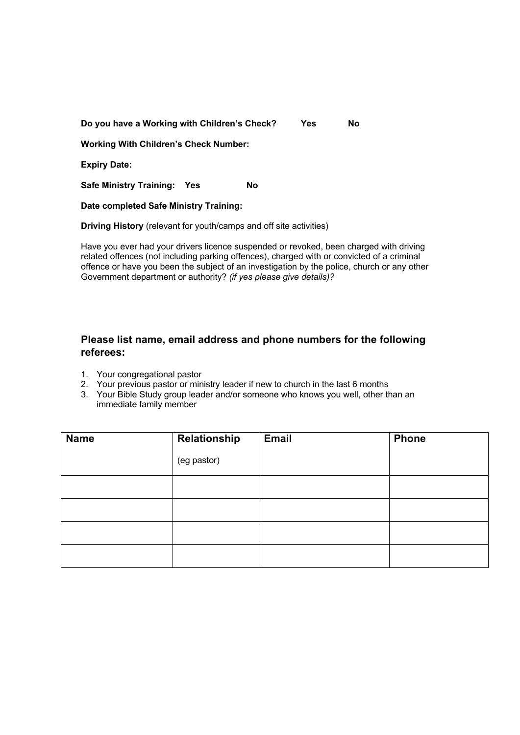**Do you have a Working with Children's Check? Yes No**

**Working With Children's Check Number:**

**Expiry Date:**

**Safe Ministry Training: Yes No**

**Date completed Safe Ministry Training:**

**Driving History** (relevant for youth/camps and off site activities)

Have you ever had your drivers licence suspended or revoked, been charged with driving related offences (not including parking offences), charged with or convicted of a criminal offence or have you been the subject of an investigation by the police, church or any other Government department or authority? *(if yes please give details)?*

### Please list name, email address and phone numbers for the following referees:

1. Your congregational pastor
2. Your previous pastor or ministry leader if new to church in the last 6 months
3. Your Bible Study group leader and/or someone who knows you well, other than an immediate family member

| **Name** | **Relationship** (eg pastor) | **Email** | **Phone** |
|---|---|---|---|
| | | | |
| | | | |
| | | | |
| | | | |